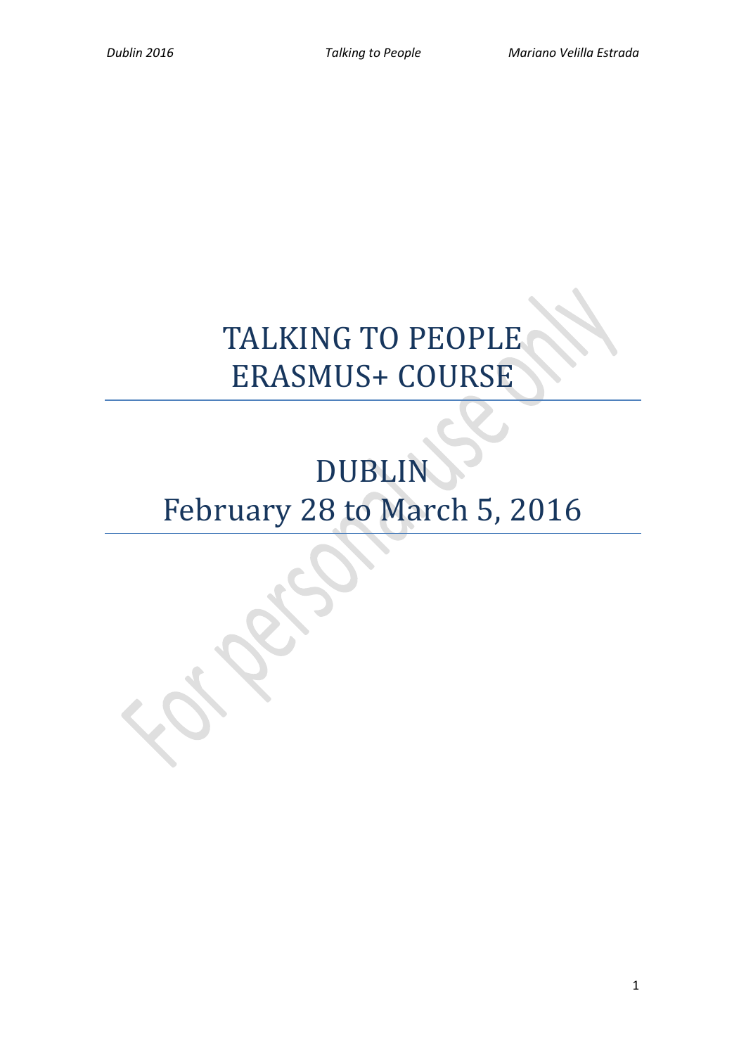# TALKING TO PEOPLE
# ERASMUS+ COURSE

# DUBLIN
# February 28 to March 5, 2016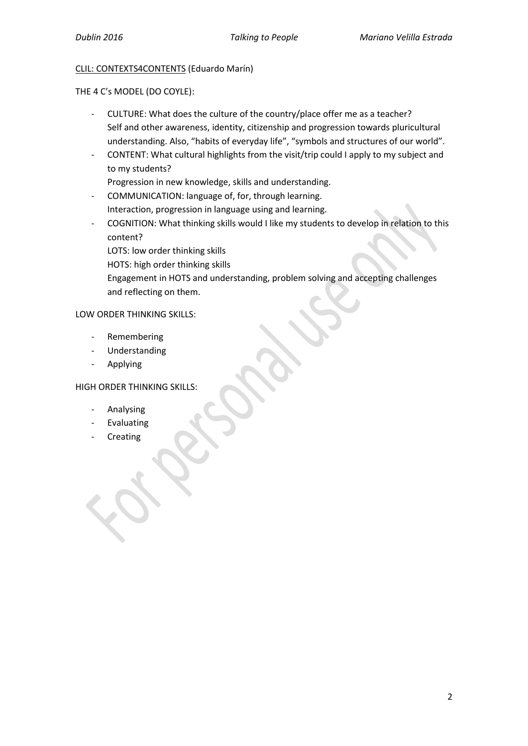<u>CLIL: CONTEXTS4CONTENTS</u> (Eduardo Marín)

THE 4 C's MODEL (DO COYLE):

- CULTURE: What does the culture of the country/place offer me as a teacher?
  Self and other awareness, identity, citizenship and progression towards pluricultural understanding. Also, "habits of everyday life", "symbols and structures of our world".
- CONTENT: What cultural highlights from the visit/trip could I apply to my subject and to my students?
  Progression in new knowledge, skills and understanding.
- COMMUNICATION: language of, for, through learning.
  Interaction, progression in language using and learning.
- COGNITION: What thinking skills would I like my students to develop in relation to this content?
  LOTS: low order thinking skills
  HOTS: high order thinking skills
  Engagement in HOTS and understanding, problem solving and accepting challenges and reflecting on them.

LOW ORDER THINKING SKILLS:

- Remembering
- Understanding
- Applying

HIGH ORDER THINKING SKILLS:

- Analysing
- Evaluating
- Creating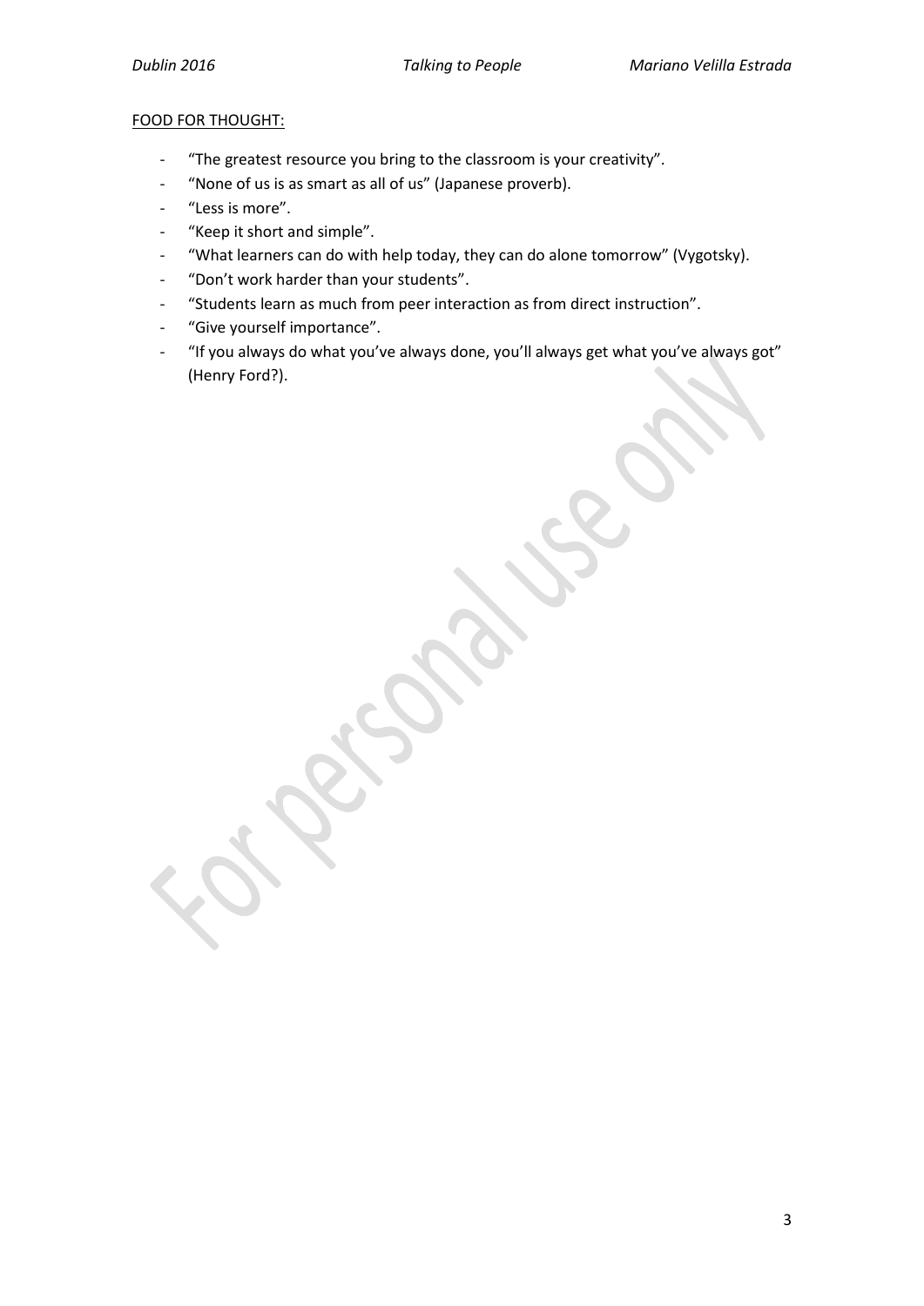<u>FOOD FOR THOUGHT:</u>

- "The greatest resource you bring to the classroom is your creativity".
- "None of us is as smart as all of us" (Japanese proverb).
- "Less is more".
- "Keep it short and simple".
- "What learners can do with help today, they can do alone tomorrow" (Vygotsky).
- "Don't work harder than your students".
- "Students learn as much from peer interaction as from direct instruction".
- "Give yourself importance".
- "If you always do what you've always done, you'll always get what you've always got" (Henry Ford?).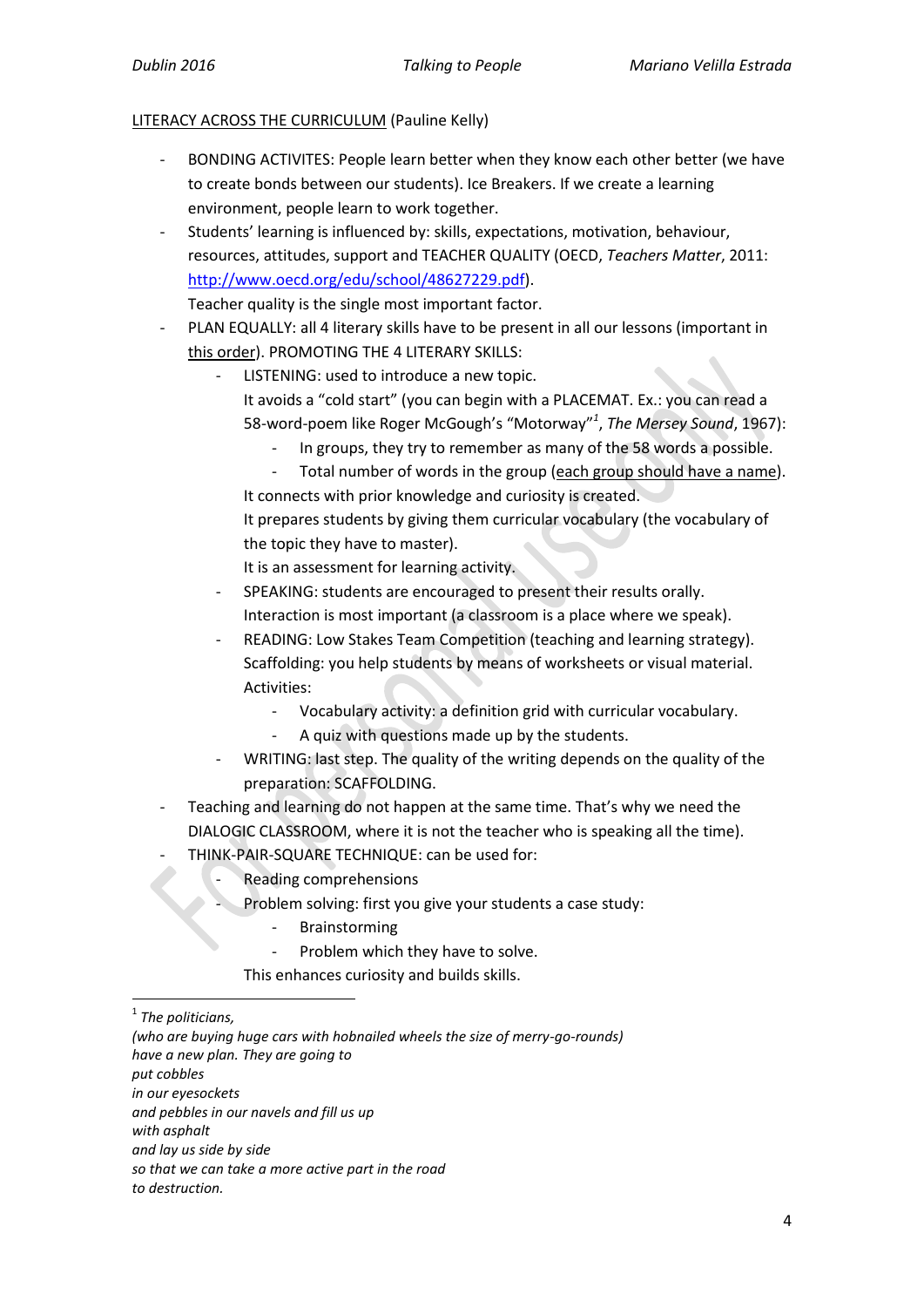<u>LITERACY ACROSS THE CURRICULUM</u> (Pauline Kelly)

- BONDING ACTIVITES: People learn better when they know each other better (we have to create bonds between our students). Ice Breakers. If we create a learning environment, people learn to work together.
- Students' learning is influenced by: skills, expectations, motivation, behaviour, resources, attitudes, support and TEACHER QUALITY (OECD, *Teachers Matter*, 2011: http://www.oecd.org/edu/school/48627229.pdf).
  Teacher quality is the single most important factor.
- PLAN EQUALLY: all 4 literary skills have to be present in all our lessons (important in <u>this order</u>). PROMOTING THE 4 LITERARY SKILLS:
  - LISTENING: used to introduce a new topic.
    It avoids a "cold start" (you can begin with a PLACEMAT. Ex.: you can read a 58-word-poem like Roger McGough's "Motorway"[1], *The Mersey Sound*, 1967):
    - In groups, they try to remember as many of the 58 words a possible.
    - Total number of words in the group (<u>each group should have a name</u>).

    It connects with prior knowledge and curiosity is created.
    It prepares students by giving them curricular vocabulary (the vocabulary of the topic they have to master).
    It is an assessment for learning activity.
  - SPEAKING: students are encouraged to present their results orally.
    Interaction is most important (a classroom is a place where we speak).
  - READING: Low Stakes Team Competition (teaching and learning strategy).
    Scaffolding: you help students by means of worksheets or visual material.
    Activities:
    - Vocabulary activity: a definition grid with curricular vocabulary.
    - A quiz with questions made up by the students.
  - WRITING: last step. The quality of the writing depends on the quality of the preparation: SCAFFOLDING.
- Teaching and learning do not happen at the same time. That's why we need the DIALOGIC CLASSROOM, where it is not the teacher who is speaking all the time).
- THINK-PAIR-SQUARE TECHNIQUE: can be used for:
  - Reading comprehensions
  - Problem solving: first you give your students a case study:
    - Brainstorming
    - Problem which they have to solve.

    This enhances curiosity and builds skills.

---

[1] *The politicians,*
*(who are buying huge cars with hobnailed wheels the size of merry-go-rounds)*
*have a new plan. They are going to*
*put cobbles*
*in our eyesockets*
*and pebbles in our navels and fill us up*
*with asphalt*
*and lay us side by side*
*so that we can take a more active part in the road*
*to destruction.*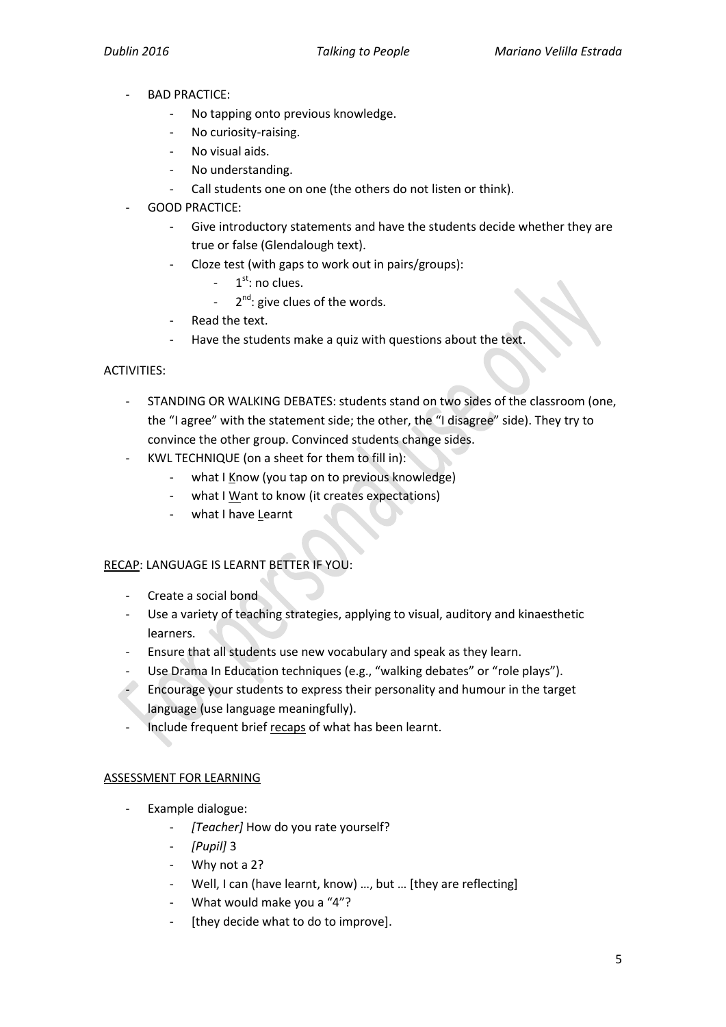- BAD PRACTICE:
    - No tapping onto previous knowledge.
    - No curiosity-raising.
    - No visual aids.
    - No understanding.
    - Call students one on one (the others do not listen or think).
- GOOD PRACTICE:
    - Give introductory statements and have the students decide whether they are true or false (Glendalough text).
    - Cloze test (with gaps to work out in pairs/groups):
        - 1st: no clues.
        - 2nd: give clues of the words.
    - Read the text.
    - Have the students make a quiz with questions about the text.

ACTIVITIES:

- STANDING OR WALKING DEBATES: students stand on two sides of the classroom (one, the "I agree" with the statement side; the other, the "I disagree" side). They try to convince the other group. Convinced students change sides.
- KWL TECHNIQUE (on a sheet for them to fill in):
    - what I <u>K</u>now (you tap on to previous knowledge)
    - what I <u>W</u>ant to know (it creates expectations)
    - what I have <u>L</u>earnt

<u>RECAP</u>: LANGUAGE IS LEARNT BETTER IF YOU:

- Create a social bond
- Use a variety of teaching strategies, applying to visual, auditory and kinaesthetic learners.
- Ensure that all students use new vocabulary and speak as they learn.
- Use Drama In Education techniques (e.g., "walking debates" or "role plays").
- Encourage your students to express their personality and humour in the target language (use language meaningfully).
- Include frequent brief <u>recaps</u> of what has been learnt.

<u>ASSESSMENT FOR LEARNING</u>

- Example dialogue:
    - *[Teacher]* How do you rate yourself?
    - *[Pupil]* 3
    - Why not a 2?
    - Well, I can (have learnt, know) …, but … [they are reflecting]
    - What would make you a "4"?
    - [they decide what to do to improve].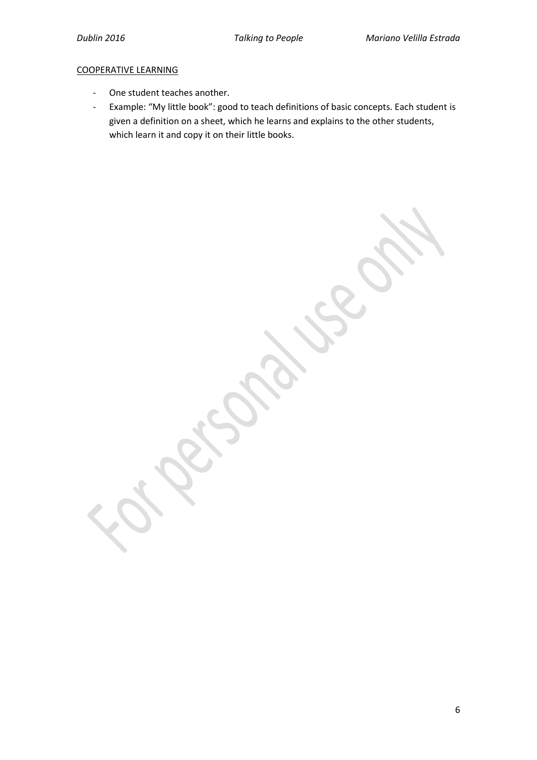COOPERATIVE LEARNING

- One student teaches another.
- Example: "My little book": good to teach definitions of basic concepts. Each student is given a definition on a sheet, which he learns and explains to the other students, which learn it and copy it on their little books.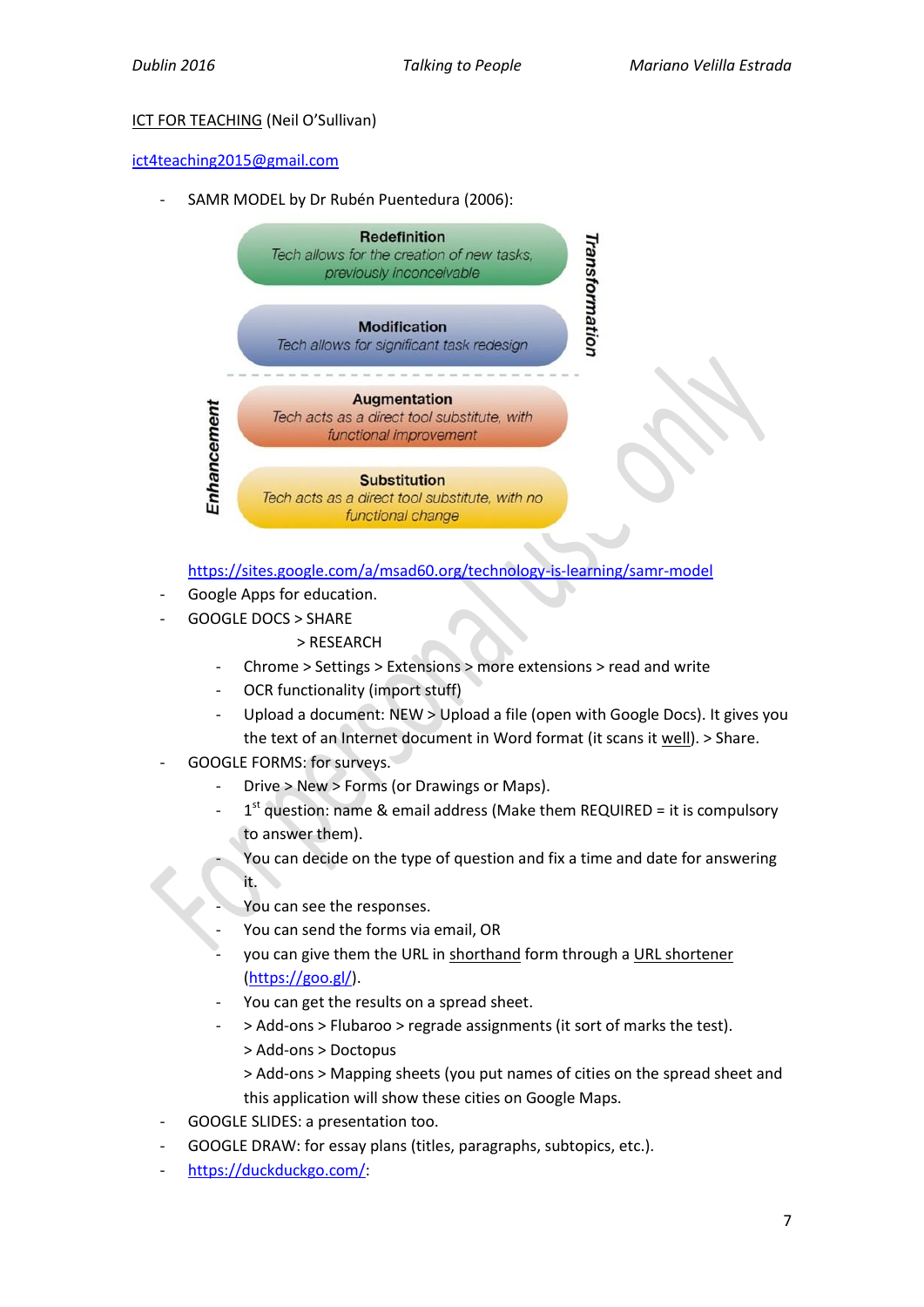<u>ICT FOR TEACHING</u> (Neil O'Sullivan)

ict4teaching2015@gmail.com

- SAMR MODEL by Dr Rubén Puentedura (2006):

  **Transformation**

  **Redefinition**
  *Tech allows for the creation of new tasks, previously inconceivable*

  **Modification**
  *Tech allows for significant task redesign*

  **Enhancement**

  **Augmentation**
  *Tech acts as a direct tool substitute, with functional improvement*

  **Substitution**
  *Tech acts as a direct tool substitute, with no functional change*

  https://sites.google.com/a/msad60.org/technology-is-learning/samr-model
- Google Apps for education.
- GOOGLE DOCS > SHARE
  > RESEARCH
  - Chrome > Settings > Extensions > more extensions > read and write
  - OCR functionality (import stuff)
  - Upload a document: NEW > Upload a file (open with Google Docs). It gives you the text of an Internet document in Word format (it scans it <u>well</u>). > Share.
- GOOGLE FORMS: for surveys.
  - Drive > New > Forms (or Drawings or Maps).
  - 1st question: name & email address (Make them REQUIRED = it is compulsory to answer them).
  - You can decide on the type of question and fix a time and date for answering it.
  - You can see the responses.
  - You can send the forms via email, OR
  - you can give them the URL in <u>shorthand</u> form through a <u>URL shortener</u> (https://goo.gl/).
  - You can get the results on a spread sheet.
  - > Add-ons > Flubaroo > regrade assignments (it sort of marks the test).
    > Add-ons > Doctopus
    > Add-ons > Mapping sheets (you put names of cities on the spread sheet and this application will show these cities on Google Maps.
- GOOGLE SLIDES: a presentation too.
- GOOGLE DRAW: for essay plans (titles, paragraphs, subtopics, etc.).
- https://duckduckgo.com/: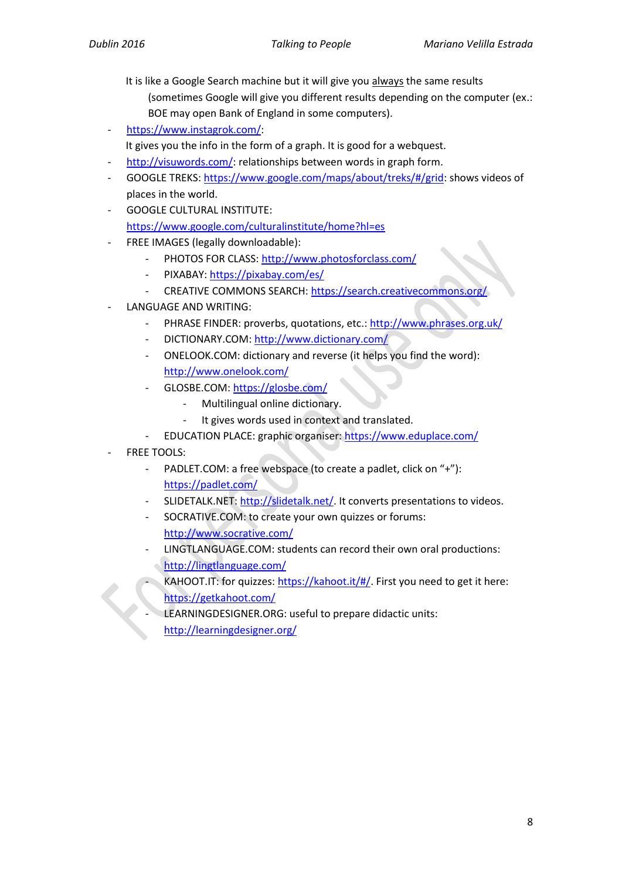It is like a Google Search machine but it will give you always the same results (sometimes Google will give you different results depending on the computer (ex.: BOE may open Bank of England in some computers).

- https://www.instagrok.com/:
  It gives you the info in the form of a graph. It is good for a webquest.
- http://visuwords.com/: relationships between words in graph form.
- GOOGLE TREKS: https://www.google.com/maps/about/treks/#/grid: shows videos of places in the world.
- GOOGLE CULTURAL INSTITUTE: https://www.google.com/culturalinstitute/home?hl=es
- FREE IMAGES (legally downloadable):
  - PHOTOS FOR CLASS: http://www.photosforclass.com/
  - PIXABAY: https://pixabay.com/es/
  - CREATIVE COMMONS SEARCH: https://search.creativecommons.org/
- LANGUAGE AND WRITING:
  - PHRASE FINDER: proverbs, quotations, etc.: http://www.phrases.org.uk/
  - DICTIONARY.COM: http://www.dictionary.com/
  - ONELOOK.COM: dictionary and reverse (it helps you find the word): http://www.onelook.com/
  - GLOSBE.COM: https://glosbe.com/
    - Multilingual online dictionary.
    - It gives words used in context and translated.
  - EDUCATION PLACE: graphic organiser: https://www.eduplace.com/
- FREE TOOLS:
  - PADLET.COM: a free webspace (to create a padlet, click on "+"): https://padlet.com/
  - SLIDETALK.NET: http://slidetalk.net/. It converts presentations to videos.
  - SOCRATIVE.COM: to create your own quizzes or forums: http://www.socrative.com/
  - LINGTLANGUAGE.COM: students can record their own oral productions: http://lingtlanguage.com/
  - KAHOOT.IT: for quizzes: https://kahoot.it/#/. First you need to get it here: https://getkahoot.com/
  - LEARNINGDESIGNER.ORG: useful to prepare didactic units: http://learningdesigner.org/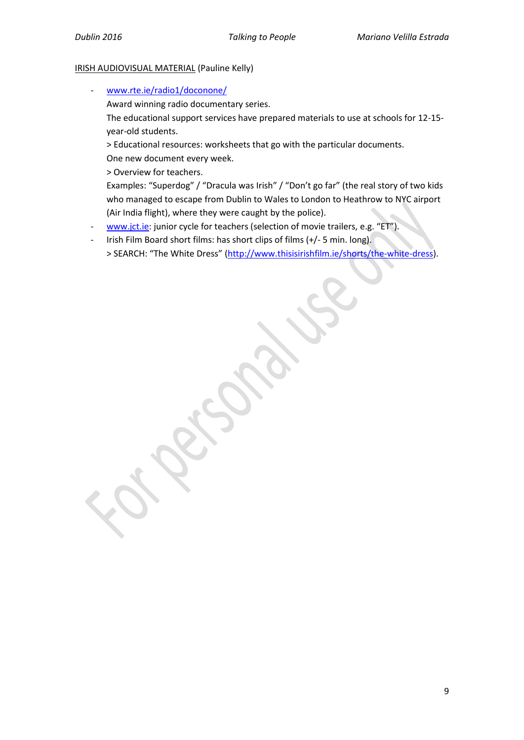<u>IRISH AUDIOVISUAL MATERIAL</u> (Pauline Kelly)

- www.rte.ie/radio1/doconone/
  Award winning radio documentary series.
  The educational support services have prepared materials to use at schools for 12-15-year-old students.
  > Educational resources: worksheets that go with the particular documents.
  One new document every week.
  > Overview for teachers.
  Examples: "Superdog" / "Dracula was Irish" / "Don't go far" (the real story of two kids who managed to escape from Dublin to Wales to London to Heathrow to NYC airport (Air India flight), where they were caught by the police).
- www.jct.ie: junior cycle for teachers (selection of movie trailers, e.g. "ET").
- Irish Film Board short films: has short clips of films (+/- 5 min. long).
  > SEARCH: "The White Dress" (http://www.thisisirishfilm.ie/shorts/the-white-dress).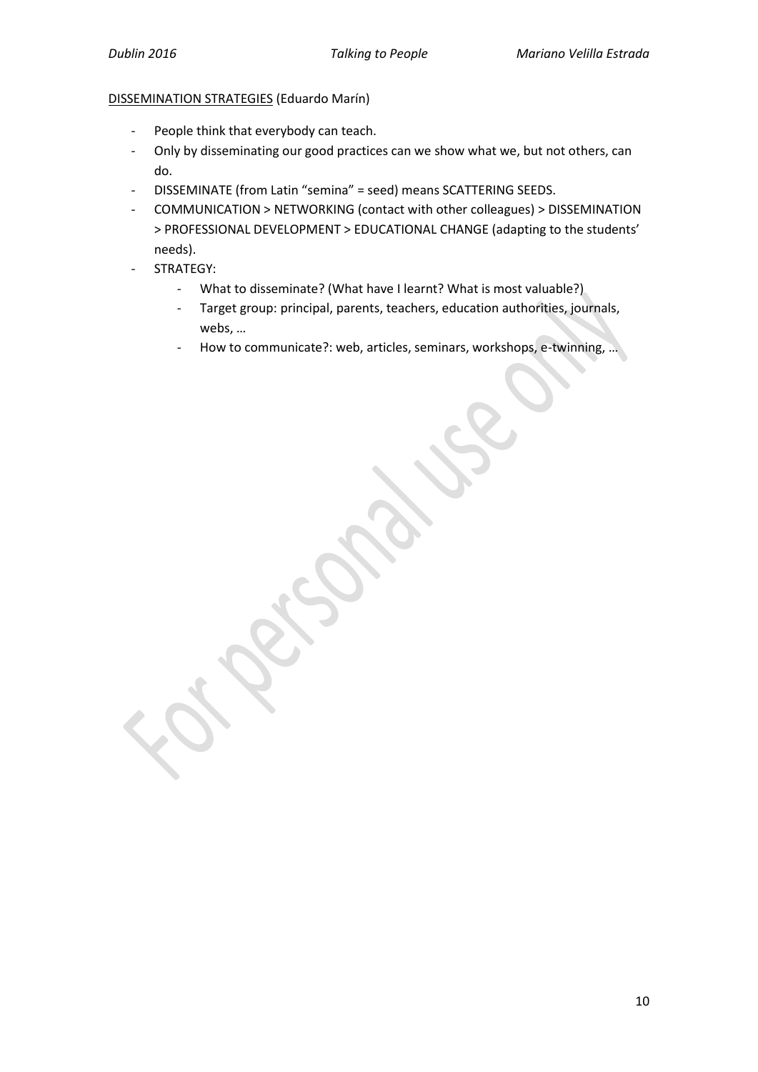<u>DISSEMINATION STRATEGIES</u> (Eduardo Marín)

- People think that everybody can teach.
- Only by disseminating our good practices can we show what we, but not others, can do.
- DISSEMINATE (from Latin "semina" = seed) means SCATTERING SEEDS.
- COMMUNICATION > NETWORKING (contact with other colleagues) > DISSEMINATION > PROFESSIONAL DEVELOPMENT > EDUCATIONAL CHANGE (adapting to the students' needs).
- STRATEGY:
    - What to disseminate? (What have I learnt? What is most valuable?)
    - Target group: principal, parents, teachers, education authorities, journals, webs, …
    - How to communicate?: web, articles, seminars, workshops, e-twinning, …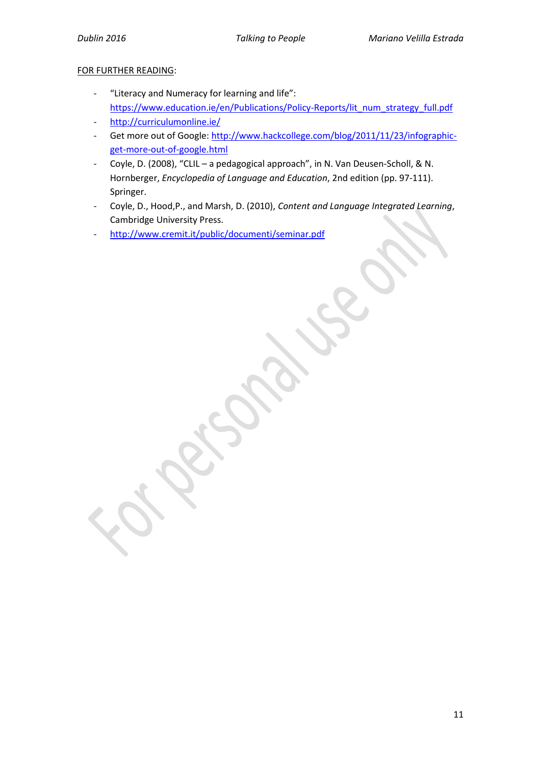FOR FURTHER READING:

- "Literacy and Numeracy for learning and life": https://www.education.ie/en/Publications/Policy-Reports/lit_num_strategy_full.pdf
- http://curriculumonline.ie/
- Get more out of Google: http://www.hackcollege.com/blog/2011/11/23/infographic-get-more-out-of-google.html
- Coyle, D. (2008), "CLIL – a pedagogical approach", in N. Van Deusen-Scholl, & N. Hornberger, *Encyclopedia of Language and Education*, 2nd edition (pp. 97-111). Springer.
- Coyle, D., Hood,P., and Marsh, D. (2010), *Content and Language Integrated Learning*, Cambridge University Press.
- http://www.cremit.it/public/documenti/seminar.pdf